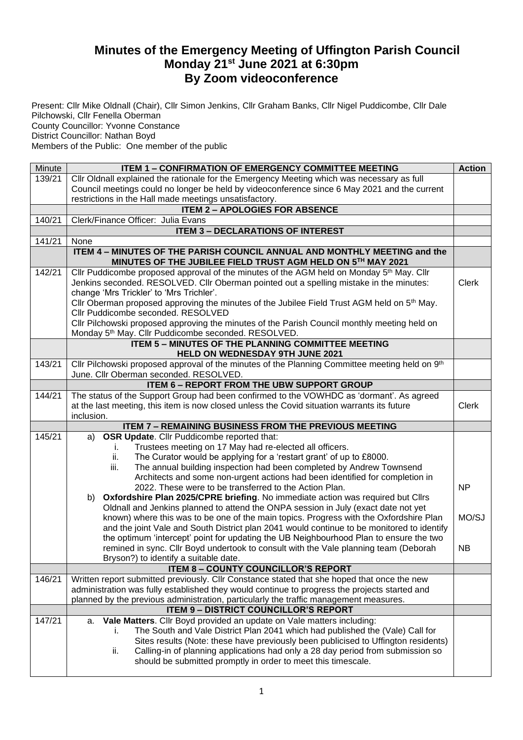# Minutes of the Emergency Meeting of Uffington Parish Council
## Monday 21st June 2021 at 6:30pm
## By Zoom videoconference

Present: Cllr Mike Oldnall (Chair), Cllr Simon Jenkins, Cllr Graham Banks, Cllr Nigel Puddicombe, Cllr Dale Pilchowski, Cllr Fenella Oberman
County Councillor: Yvonne Constance
District Councillor: Nathan Boyd
Members of the Public: One member of the public

| Minute | ITEM 1 – CONFIRMATION OF EMERGENCY COMMITTEE MEETING | Action |
|---|---|---|
| 139/21 | Cllr Oldnall explained the rationale for the Emergency Meeting which was necessary as full Council meetings could no longer be held by videoconference since 6 May 2021 and the current restrictions in the Hall made meetings unsatisfactory. | |
| | **ITEM 2 – APOLOGIES FOR ABSENCE** | |
| 140/21 | Clerk/Finance Officer: Julia Evans | |
| | **ITEM 3 – DECLARATIONS OF INTEREST** | |
| 141/21 | None | |
| | **ITEM 4 – MINUTES OF THE PARISH COUNCIL ANNUAL AND MONTHLY MEETING and the MINUTES OF THE JUBILEE FIELD TRUST AGM HELD ON 5TH MAY 2021** | |
| 142/21 | Cllr Puddicombe proposed approval of the minutes of the AGM held on Monday 5th May. Cllr Jenkins seconded. RESOLVED. Cllr Oberman pointed out a spelling mistake in the minutes: change 'Mrs Trickler' to 'Mrs Trichler'.<br>Cllr Oberman proposed approving the minutes of the Jubilee Field Trust AGM held on 5th May. Cllr Puddicombe seconded. RESOLVED<br>Cllr Pilchowski proposed approving the minutes of the Parish Council monthly meeting held on Monday 5th May. Cllr Puddicombe seconded. RESOLVED. | Clerk |
| | **ITEM 5 – MINUTES OF THE PLANNING COMMITTEE MEETING HELD ON WEDNESDAY 9TH JUNE 2021** | |
| 143/21 | Cllr Pilchowski proposed approval of the minutes of the Planning Committee meeting held on 9th June. Cllr Oberman seconded. RESOLVED. | |
| | **ITEM 6 – REPORT FROM THE UBW SUPPORT GROUP** | |
| 144/21 | The status of the Support Group had been confirmed to the VOWHDC as 'dormant'. As agreed at the last meeting, this item is now closed unless the Covid situation warrants its future inclusion. | Clerk |
| | **ITEM 7 – REMAINING BUSINESS FROM THE PREVIOUS MEETING** | |
| 145/21 | a) **OSR Update**. Cllr Puddicombe reported that:<br>i. Trustees meeting on 17 May had re-elected all officers.<br>ii. The Curator would be applying for a 'restart grant' of up to £8000.<br>iii. The annual building inspection had been completed by Andrew Townsend Architects and some non-urgent actions had been identified for completion in 2022. These were to be transferred to the Action Plan.<br>b) **Oxfordshire Plan 2025/CPRE briefing**. No immediate action was required but Cllrs Oldnall and Jenkins planned to attend the ONPA session in July (exact date not yet known) where this was to be one of the main topics. Progress with the Oxfordshire Plan and the joint Vale and South District plan 2041 would continue to be monitored to identify the optimum 'intercept' point for updating the UB Neighbourhood Plan to ensure the two remined in sync. Cllr Boyd undertook to consult with the Vale planning team (Deborah Bryson?) to identify a suitable date. | NP<br><br>MO/SJ<br><br>NB |
| | **ITEM 8 – COUNTY COUNCILLOR'S REPORT** | |
| 146/21 | Written report submitted previously. Cllr Constance stated that she hoped that once the new administration was fully established they would continue to progress the projects started and planned by the previous administration, particularly the traffic management measures. | |
| | **ITEM 9 – DISTRICT COUNCILLOR'S REPORT** | |
| 147/21 | a. **Vale Matters**. Cllr Boyd provided an update on Vale matters including:<br>i. The South and Vale District Plan 2041 which had published the (Vale) Call for Sites results (Note: these have previously been publicised to Uffington residents)<br>ii. Calling-in of planning applications had only a 28 day period from submission so should be submitted promptly in order to meet this timescale. | |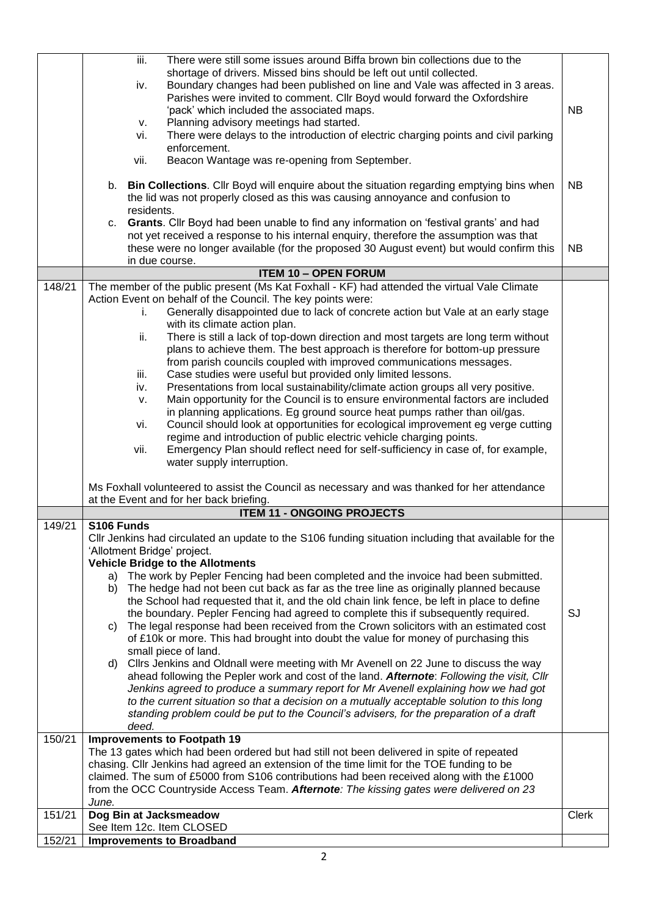| | | |
|---|---|---|
| | iii. There were still some issues around Biffa brown bin collections due to the shortage of drivers. Missed bins should be left out until collected.<br>iv. Boundary changes had been published on line and Vale was affected in 3 areas. Parishes were invited to comment. Cllr Boyd would forward the Oxfordshire 'pack' which included the associated maps.<br>v. Planning advisory meetings had started.<br>vi. There were delays to the introduction of electric charging points and civil parking enforcement.<br>vii. Beacon Wantage was re-opening from September.<br><br>b. **Bin Collections**. Cllr Boyd will enquire about the situation regarding emptying bins when the lid was not properly closed as this was causing annoyance and confusion to residents.<br>c. **Grants**. Cllr Boyd had been unable to find any information on 'festival grants' and had not yet received a response to his internal enquiry, therefore the assumption was that these were no longer available (for the proposed 30 August event) but would confirm this in due course. | NB<br><br><br><br>NB<br><br><br><br>NB |
| | **ITEM 10 – OPEN FORUM** | |
| 148/21 | The member of the public present (Ms Kat Foxhall - KF) had attended the virtual Vale Climate Action Event on behalf of the Council. The key points were:<br>i. Generally disappointed due to lack of concrete action but Vale at an early stage with its climate action plan.<br>ii. There is still a lack of top-down direction and most targets are long term without plans to achieve them. The best approach is therefore for bottom-up pressure from parish councils coupled with improved communications messages.<br>iii. Case studies were useful but provided only limited lessons.<br>iv. Presentations from local sustainability/climate action groups all very positive.<br>v. Main opportunity for the Council is to ensure environmental factors are included in planning applications. Eg ground source heat pumps rather than oil/gas.<br>vi. Council should look at opportunities for ecological improvement eg verge cutting regime and introduction of public electric vehicle charging points.<br>vii. Emergency Plan should reflect need for self-sufficiency in case of, for example, water supply interruption.<br><br>Ms Foxhall volunteered to assist the Council as necessary and was thanked for her attendance at the Event and for her back briefing. | |
| | **ITEM 11 - ONGOING PROJECTS** | |
| 149/21 | **S106 Funds**<br>Cllr Jenkins had circulated an update to the S106 funding situation including that available for the 'Allotment Bridge' project.<br>**Vehicle Bridge to the Allotments**<br>a) The work by Pepler Fencing had been completed and the invoice had been submitted.<br>b) The hedge had not been cut back as far as the tree line as originally planned because the School had requested that it, and the old chain link fence, be left in place to define the boundary. Pepler Fencing had agreed to complete this if subsequently required.<br>c) The legal response had been received from the Crown solicitors with an estimated cost of £10k or more. This had brought into doubt the value for money of purchasing this small piece of land.<br>d) Cllrs Jenkins and Oldnall were meeting with Mr Avenell on 22 June to discuss the way ahead following the Pepler work and cost of the land. ***Afternote***: *Following the visit, Cllr Jenkins agreed to produce a summary report for Mr Avenell explaining how we had got to the current situation so that a decision on a mutually acceptable solution to this long standing problem could be put to the Council's advisers, for the preparation of a draft deed.* | <br><br><br><br><br><br><br><br>SJ |
| 150/21 | **Improvements to Footpath 19**<br>The 13 gates which had been ordered but had still not been delivered in spite of repeated chasing. Cllr Jenkins had agreed an extension of the time limit for the TOE funding to be claimed. The sum of £5000 from S106 contributions had been received along with the £1000 from the OCC Countryside Access Team. ***Afternote****: The kissing gates were delivered on 23 June.* | |
| 151/21 | **Dog Bin at Jacksmeadow**<br>See Item 12c. Item CLOSED | Clerk |
| 152/21 | **Improvements to Broadband** | |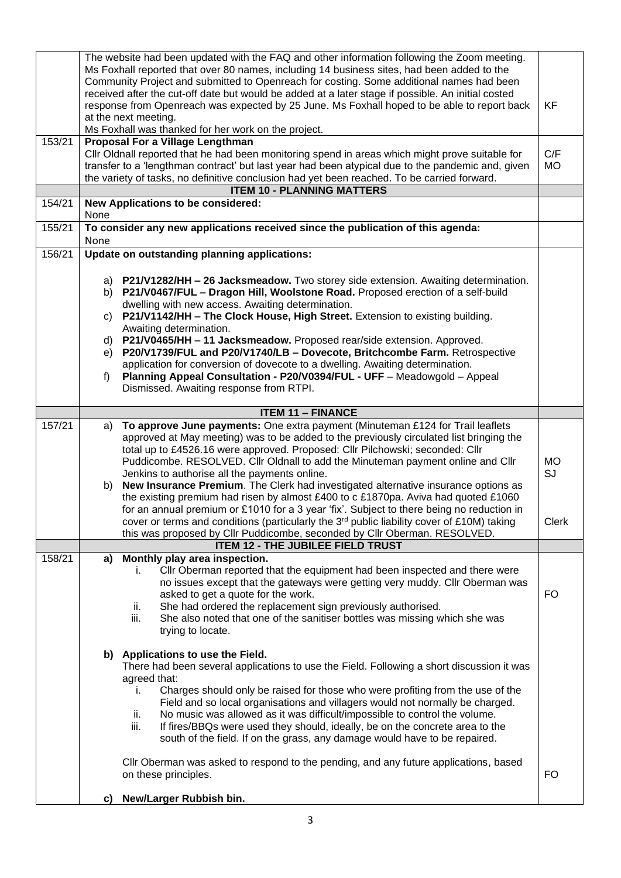| | | |
|---|---|---|
| | The website had been updated with the FAQ and other information following the Zoom meeting. Ms Foxhall reported that over 80 names, including 14 business sites, had been added to the Community Project and submitted to Openreach for costing. Some additional names had been received after the cut-off date but would be added at a later stage if possible. An initial costed response from Openreach was expected by 25 June. Ms Foxhall hoped to be able to report back at the next meeting.<br>Ms Foxhall was thanked for her work on the project. | KF |
| 153/21 | **Proposal For a Village Lengthman**<br>Cllr Oldnall reported that he had been monitoring spend in areas which might prove suitable for transfer to a 'lengthman contract' but last year had been atypical due to the pandemic and, given the variety of tasks, no definitive conclusion had yet been reached. To be carried forward. | C/F<br>MO |
| | **ITEM 10 - PLANNING MATTERS** | |
| 154/21 | **New Applications to be considered:**<br>None | |
| 155/21 | **To consider any new applications received since the publication of this agenda:**<br>None | |
| 156/21 | **Update on outstanding planning applications:**<br><br>a) **P21/V1282/HH – 26 Jacksmeadow.** Two storey side extension. Awaiting determination.<br>b) **P21/V0467/FUL – Dragon Hill, Woolstone Road.** Proposed erection of a self-build dwelling with new access. Awaiting determination.<br>c) **P21/V1142/HH – The Clock House, High Street.** Extension to existing building. Awaiting determination.<br>d) **P21/V0465/HH – 11 Jacksmeadow.** Proposed rear/side extension. Approved.<br>e) **P20/V1739/FUL and P20/V1740/LB – Dovecote, Britchcombe Farm.** Retrospective application for conversion of dovecote to a dwelling. Awaiting determination.<br>f) **Planning Appeal Consultation - P20/V0394/FUL - UFF** – Meadowgold – Appeal Dismissed. Awaiting response from RTPI. | |
| | **ITEM 11 – FINANCE** | |
| 157/21 | a) **To approve June payments:** One extra payment (Minuteman £124 for Trail leaflets approved at May meeting) was to be added to the previously circulated list bringing the total up to £4526.16 were approved. Proposed: Cllr Pilchowski; seconded: Cllr Puddicombe. RESOLVED. Cllr Oldnall to add the Minuteman payment online and Cllr Jenkins to authorise all the payments online.<br>b) **New Insurance Premium**. The Clerk had investigated alternative insurance options as the existing premium had risen by almost £400 to c £1870pa. Aviva had quoted £1060 for an annual premium or £1010 for a 3 year 'fix'. Subject to there being no reduction in cover or terms and conditions (particularly the 3rd public liability cover of £10M) taking this was proposed by Cllr Puddicombe, seconded by Cllr Oberman. RESOLVED. | MO<br>SJ<br><br><br><br>Clerk |
| | **ITEM 12 - THE JUBILEE FIELD TRUST** | |
| 158/21 | **a) Monthly play area inspection.**<br>i. Cllr Oberman reported that the equipment had been inspected and there were no issues except that the gateways were getting very muddy. Cllr Oberman was asked to get a quote for the work.<br>ii. She had ordered the replacement sign previously authorised.<br>iii. She also noted that one of the sanitiser bottles was missing which she was trying to locate.<br><br>**b) Applications to use the Field.**<br>There had been several applications to use the Field. Following a short discussion it was agreed that:<br>i. Charges should only be raised for those who were profiting from the use of the Field and so local organisations and villagers would not normally be charged.<br>ii. No music was allowed as it was difficult/impossible to control the volume.<br>iii. If fires/BBQs were used they should, ideally, be on the concrete area to the south of the field. If on the grass, any damage would have to be repaired.<br><br>Cllr Oberman was asked to respond to the pending, and any future applications, based on these principles.<br><br>**c) New/Larger Rubbish bin.** | <br><br><br>FO<br><br><br><br><br><br><br><br><br><br><br><br>FO |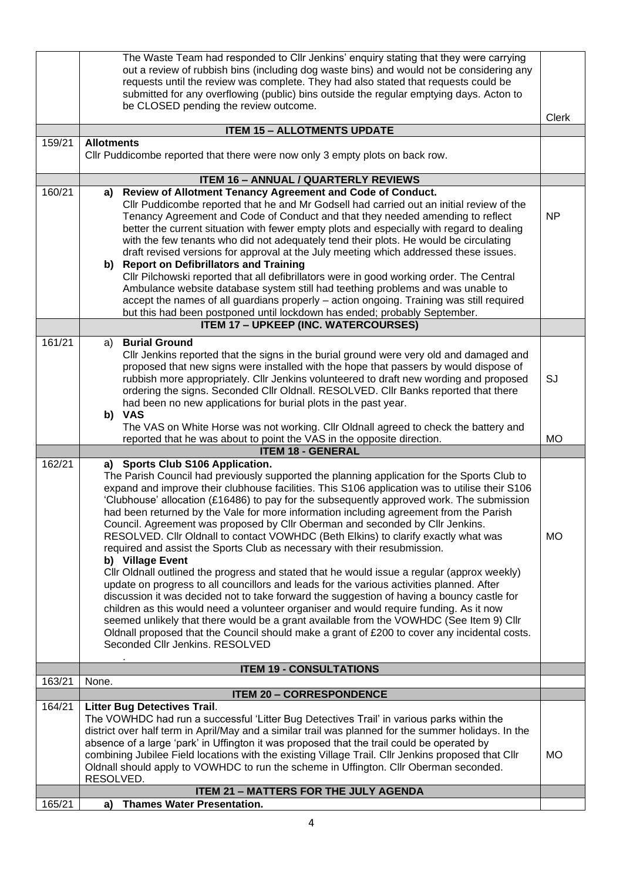| | | |
|---|---|---|
| | The Waste Team had responded to Cllr Jenkins' enquiry stating that they were carrying out a review of rubbish bins (including dog waste bins) and would not be considering any requests until the review was complete. They had also stated that requests could be submitted for any overflowing (public) bins outside the regular emptying days. Acton to be CLOSED pending the review outcome. | Clerk |
| | **ITEM 15 – ALLOTMENTS UPDATE** | |
| 159/21 | **Allotments**<br>Cllr Puddicombe reported that there were now only 3 empty plots on back row. | |
| | **ITEM 16 – ANNUAL / QUARTERLY REVIEWS** | |
| 160/21 | **a) Review of Allotment Tenancy Agreement and Code of Conduct.**<br>Cllr Puddicombe reported that he and Mr Godsell had carried out an initial review of the Tenancy Agreement and Code of Conduct and that they needed amending to reflect better the current situation with fewer empty plots and especially with regard to dealing with the few tenants who did not adequately tend their plots. He would be circulating draft revised versions for approval at the July meeting which addressed these issues.<br>**b) Report on Defibrillators and Training**<br>Cllr Pilchowski reported that all defibrillators were in good working order. The Central Ambulance website database system still had teething problems and was unable to accept the names of all guardians properly – action ongoing. Training was still required but this had been postponed until lockdown has ended; probably September. | NP |
| | **ITEM 17 – UPKEEP (INC. WATERCOURSES)** | |
| 161/21 | a) **Burial Ground**<br>Cllr Jenkins reported that the signs in the burial ground were very old and damaged and proposed that new signs were installed with the hope that passers by would dispose of rubbish more appropriately. Cllr Jenkins volunteered to draft new wording and proposed ordering the signs. Seconded Cllr Oldnall. RESOLVED. Cllr Banks reported that there had been no new applications for burial plots in the past year.<br>**b) VAS**<br>The VAS on White Horse was not working. Cllr Oldnall agreed to check the battery and reported that he was about to point the VAS in the opposite direction. | SJ<br><br>MO |
| | **ITEM 18 - GENERAL** | |
| 162/21 | **a) Sports Club S106 Application.**<br>The Parish Council had previously supported the planning application for the Sports Club to expand and improve their clubhouse facilities. This S106 application was to utilise their S106 'Clubhouse' allocation (£16486) to pay for the subsequently approved work. The submission had been returned by the Vale for more information including agreement from the Parish Council. Agreement was proposed by Cllr Oberman and seconded by Cllr Jenkins. RESOLVED. Cllr Oldnall to contact VOWHDC (Beth Elkins) to clarify exactly what was required and assist the Sports Club as necessary with their resubmission.<br>**b) Village Event**<br>Cllr Oldnall outlined the progress and stated that he would issue a regular (approx weekly) update on progress to all councillors and leads for the various activities planned. After discussion it was decided not to take forward the suggestion of having a bouncy castle for children as this would need a volunteer organiser and would require funding. As it now seemed unlikely that there would be a grant available from the VOWHDC (See Item 9) Cllr Oldnall proposed that the Council should make a grant of £200 to cover any incidental costs. Seconded Cllr Jenkins. RESOLVED<br>. | MO |
| | **ITEM 19 - CONSULTATIONS** | |
| 163/21 | None. | |
| | **ITEM 20 – CORRESPONDENCE** | |
| 164/21 | **Litter Bug Detectives Trail**.<br>The VOWHDC had run a successful 'Litter Bug Detectives Trail' in various parks within the district over half term in April/May and a similar trail was planned for the summer holidays. In the absence of a large 'park' in Uffington it was proposed that the trail could be operated by combining Jubilee Field locations with the existing Village Trail. Cllr Jenkins proposed that Cllr Oldnall should apply to VOWHDC to run the scheme in Uffington. Cllr Oberman seconded. RESOLVED. | MO |
| | **ITEM 21 – MATTERS FOR THE JULY AGENDA** | |
| 165/21 | **a) Thames Water Presentation.** | |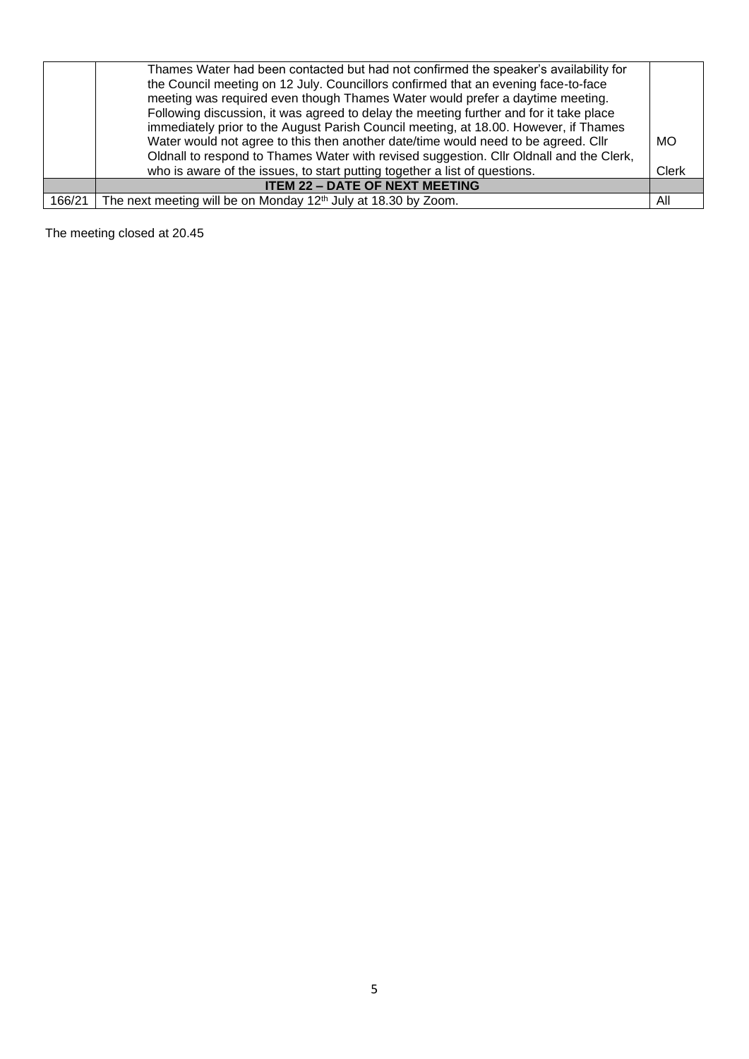| | | |
|---|---|---|
| | Thames Water had been contacted but had not confirmed the speaker's availability for the Council meeting on 12 July. Councillors confirmed that an evening face-to-face meeting was required even though Thames Water would prefer a daytime meeting. Following discussion, it was agreed to delay the meeting further and for it take place immediately prior to the August Parish Council meeting, at 18.00. However, if Thames Water would not agree to this then another date/time would need to be agreed. Cllr Oldnall to respond to Thames Water with revised suggestion. Cllr Oldnall and the Clerk, who is aware of the issues, to start putting together a list of questions. | MO<br>Clerk |
| | **ITEM 22 – DATE OF NEXT MEETING** | |
| 166/21 | The next meeting will be on Monday 12th July at 18.30 by Zoom. | All |

The meeting closed at 20.45